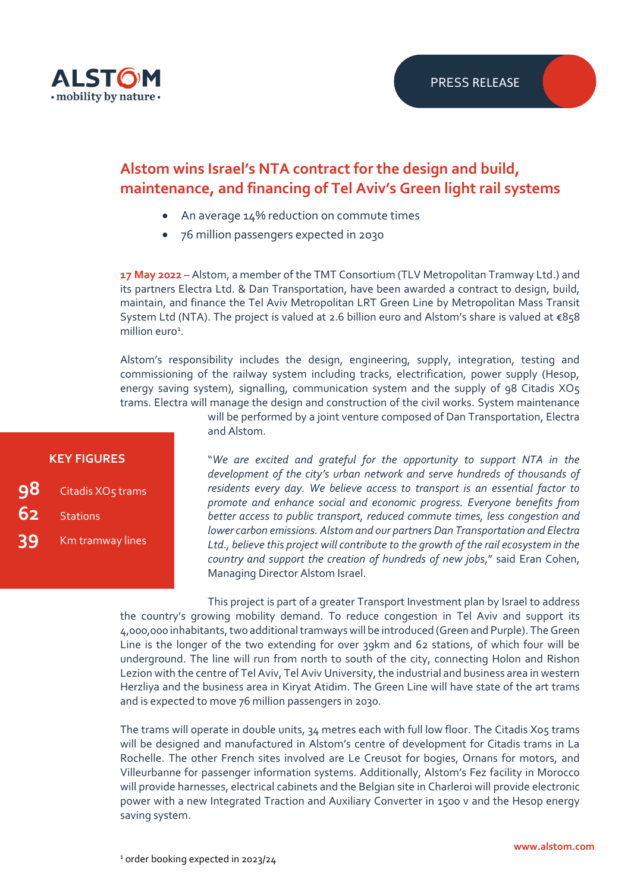PRESS RELEASE

# Alstom wins Israel's NTA contract for the design and build, maintenance, and financing of Tel Aviv's Green light rail systems

- An average 14% reduction on commute times
- 76 million passengers expected in 2030

**17 May 2022** – Alstom, a member of the TMT Consortium (TLV Metropolitan Tramway Ltd.) and its partners Electra Ltd. & Dan Transportation, have been awarded a contract to design, build, maintain, and finance the Tel Aviv Metropolitan LRT Green Line by Metropolitan Mass Transit System Ltd (NTA). The project is valued at 2.6 billion euro and Alstom's share is valued at €858 million euro[1].

Alstom's responsibility includes the design, engineering, supply, integration, testing and commissioning of the railway system including tracks, electrification, power supply (Hesop, energy saving system), signalling, communication system and the supply of 98 Citadis XO5 trams. Electra will manage the design and construction of the civil works. System maintenance will be performed by a joint venture composed of Dan Transportation, Electra and Alstom.

**KEY FIGURES**

| | |
|---|---|
| **98** | Citadis XO5 trams |
| **62** | Stations |
| **39** | Km tramway lines |

"*We are excited and grateful for the opportunity to support NTA in the development of the city's urban network and serve hundreds of thousands of residents every day. We believe access to transport is an essential factor to promote and enhance social and economic progress. Everyone benefits from better access to public transport, reduced commute times, less congestion and lower carbon emissions. Alstom and our partners Dan Transportation and Electra Ltd., believe this project will contribute to the growth of the rail ecosystem in the country and support the creation of hundreds of new jobs*," said Eran Cohen, Managing Director Alstom Israel.

This project is part of a greater Transport Investment plan by Israel to address the country's growing mobility demand. To reduce congestion in Tel Aviv and support its 4,000,000 inhabitants, two additional tramways will be introduced (Green and Purple). The Green Line is the longer of the two extending for over 39km and 62 stations, of which four will be underground. The line will run from north to south of the city, connecting Holon and Rishon Lezion with the centre of Tel Aviv, Tel Aviv University, the industrial and business area in western Herzliya and the business area in Kiryat Atidim. The Green Line will have state of the art trams and is expected to move 76 million passengers in 2030.

The trams will operate in double units, 34 metres each with full low floor. The Citadis Xo5 trams will be designed and manufactured in Alstom's centre of development for Citadis trams in La Rochelle. The other French sites involved are Le Creusot for bogies, Ornans for motors, and Villeurbanne for passenger information systems. Additionally, Alstom's Fez facility in Morocco will provide harnesses, electrical cabinets and the Belgian site in Charleroi will provide electronic power with a new Integrated Traction and Auxiliary Converter in 1500 v and the Hesop energy saving system.

[1] order booking expected in 2023/24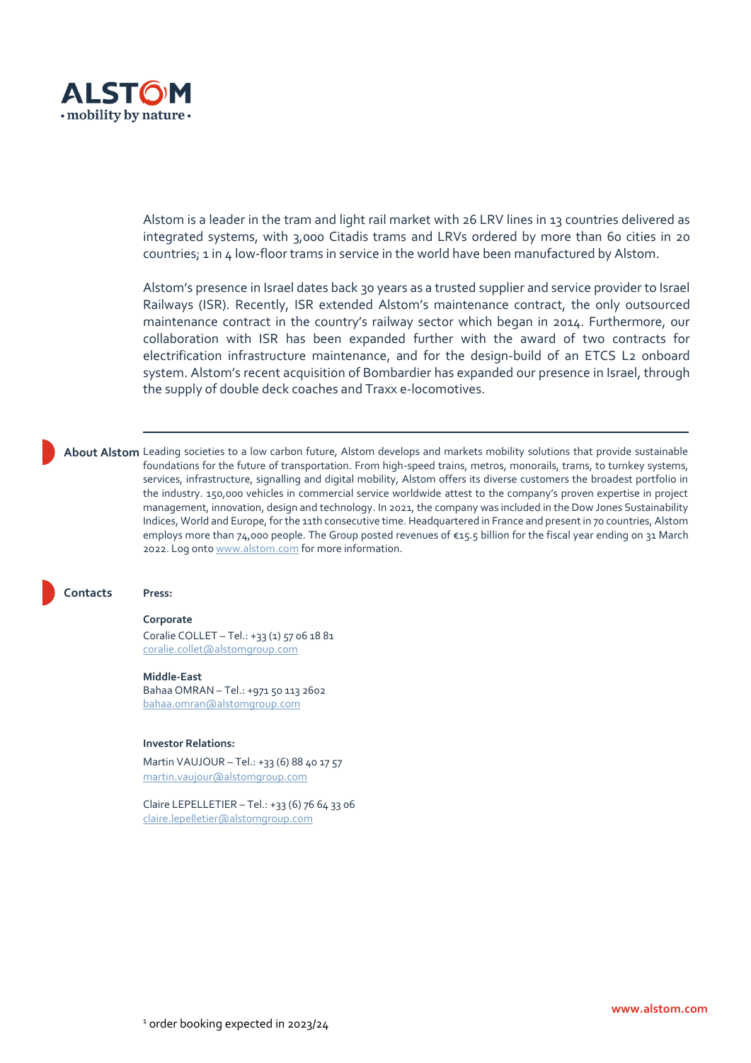Alstom is a leader in the tram and light rail market with 26 LRV lines in 13 countries delivered as integrated systems, with 3,000 Citadis trams and LRVs ordered by more than 60 cities in 20 countries; 1 in 4 low-floor trams in service in the world have been manufactured by Alstom.

Alstom's presence in Israel dates back 30 years as a trusted supplier and service provider to Israel Railways (ISR). Recently, ISR extended Alstom's maintenance contract, the only outsourced maintenance contract in the country's railway sector which began in 2014. Furthermore, our collaboration with ISR has been expanded further with the award of two contracts for electrification infrastructure maintenance, and for the design-build of an ETCS L2 onboard system. Alstom's recent acquisition of Bombardier has expanded our presence in Israel, through the supply of double deck coaches and Traxx e-locomotives.

---

## About Alstom

Leading societies to a low carbon future, Alstom develops and markets mobility solutions that provide sustainable foundations for the future of transportation. From high-speed trains, metros, monorails, trams, to turnkey systems, services, infrastructure, signalling and digital mobility, Alstom offers its diverse customers the broadest portfolio in the industry. 150,000 vehicles in commercial service worldwide attest to the company's proven expertise in project management, innovation, design and technology. In 2021, the company was included in the Dow Jones Sustainability Indices, World and Europe, for the 11th consecutive time. Headquartered in France and present in 70 countries, Alstom employs more than 74,000 people. The Group posted revenues of €15.5 billion for the fiscal year ending on 31 March 2022. Log onto www.alstom.com for more information.

## Contacts

**Press:**

**Corporate**
Coralie COLLET – Tel.: +33 (1) 57 06 18 81
coralie.collet@alstomgroup.com

**Middle-East**
Bahaa OMRAN – Tel.: +971 50 113 2602
bahaa.omran@alstomgroup.com

**Investor Relations:**

Martin VAUJOUR – Tel.: +33 (6) 88 40 17 57
martin.vaujour@alstomgroup.com

Claire LEPELLETIER – Tel.: +33 (6) 76 64 33 06
claire.lepelletier@alstomgroup.com

[1] order booking expected in 2023/24